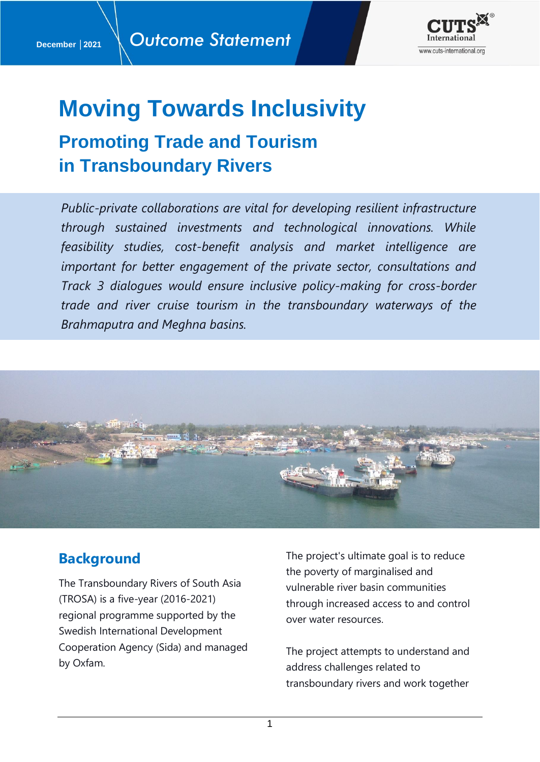December | 2021

*Outcome Statement*

# Moving Towards Inclusivity

## Promoting Trade and Tourism in Transboundary Rivers

*Public-private collaborations are vital for developing resilient infrastructure through sustained investments and technological innovations. While feasibility studies, cost-benefit analysis and market intelligence are important for better engagement of the private sector, consultations and Track 3 dialogues would ensure inclusive policy-making for cross-border trade and river cruise tourism in the transboundary waterways of the Brahmaputra and Meghna basins.*

## Background

The Transboundary Rivers of South Asia (TROSA) is a five-year (2016-2021) regional programme supported by the Swedish International Development Cooperation Agency (Sida) and managed by Oxfam.

The project's ultimate goal is to reduce the poverty of marginalised and vulnerable river basin communities through increased access to and control over water resources.

The project attempts to understand and address challenges related to transboundary rivers and work together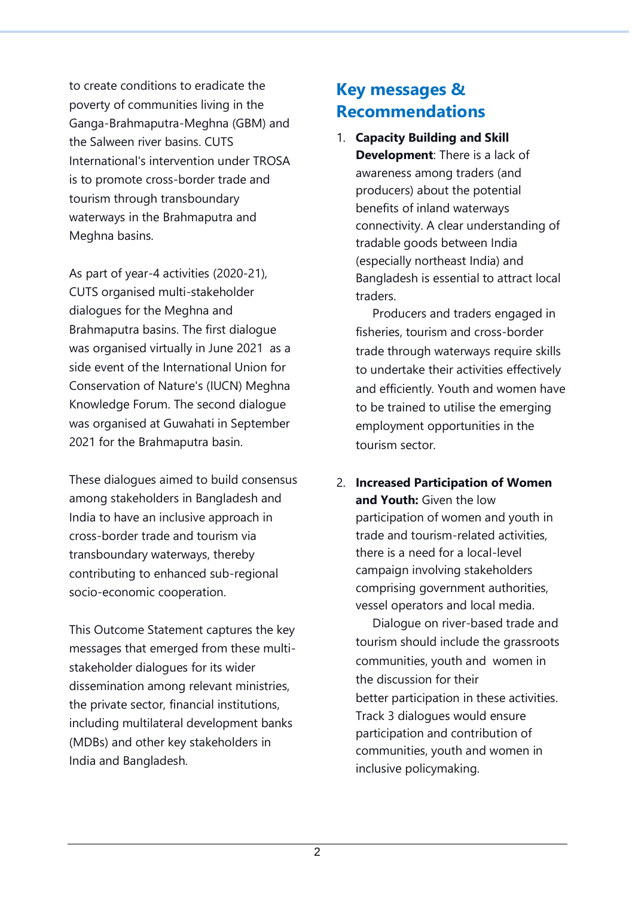to create conditions to eradicate the poverty of communities living in the Ganga-Brahmaputra-Meghna (GBM) and the Salween river basins. CUTS International's intervention under TROSA is to promote cross-border trade and tourism through transboundary waterways in the Brahmaputra and Meghna basins.

As part of year-4 activities (2020-21), CUTS organised multi-stakeholder dialogues for the Meghna and Brahmaputra basins. The first dialogue was organised virtually in June 2021 as a side event of the International Union for Conservation of Nature's (IUCN) Meghna Knowledge Forum. The second dialogue was organised at Guwahati in September 2021 for the Brahmaputra basin.

These dialogues aimed to build consensus among stakeholders in Bangladesh and India to have an inclusive approach in cross-border trade and tourism via transboundary waterways, thereby contributing to enhanced sub-regional socio-economic cooperation.

This Outcome Statement captures the key messages that emerged from these multi-stakeholder dialogues for its wider dissemination among relevant ministries, the private sector, financial institutions, including multilateral development banks (MDBs) and other key stakeholders in India and Bangladesh.

## Key messages & Recommendations

1. **Capacity Building and Skill Development**: There is a lack of awareness among traders (and producers) about the potential benefits of inland waterways connectivity. A clear understanding of tradable goods between India (especially northeast India) and Bangladesh is essential to attract local traders.

   Producers and traders engaged in fisheries, tourism and cross-border trade through waterways require skills to undertake their activities effectively and efficiently. Youth and women have to be trained to utilise the emerging employment opportunities in the tourism sector.

2. **Increased Participation of Women and Youth:** Given the low participation of women and youth in trade and tourism-related activities, there is a need for a local-level campaign involving stakeholders comprising government authorities, vessel operators and local media.

   Dialogue on river-based trade and tourism should include the grassroots communities, youth and women in the discussion for their better participation in these activities. Track 3 dialogues would ensure participation and contribution of communities, youth and women in inclusive policymaking.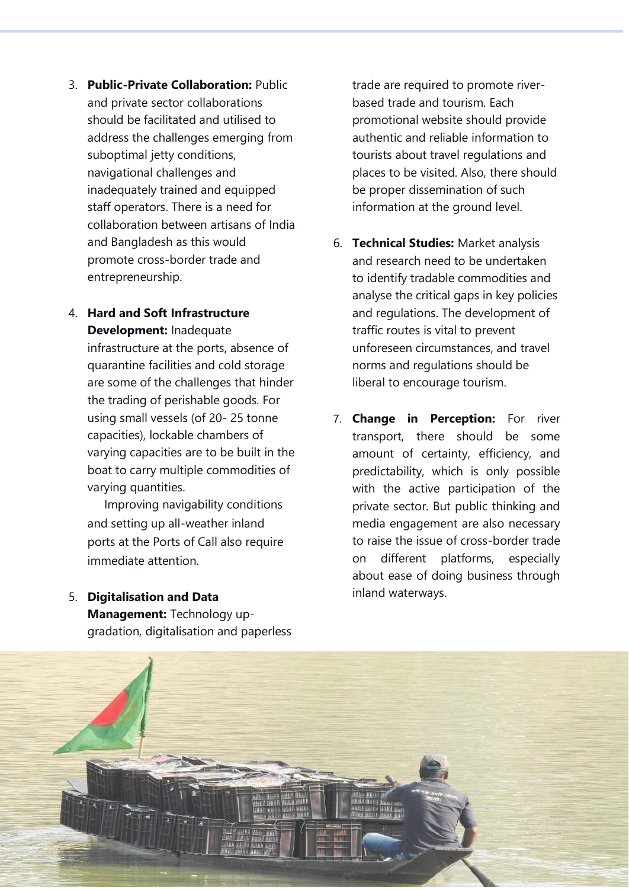3. **Public-Private Collaboration:** Public and private sector collaborations should be facilitated and utilised to address the challenges emerging from suboptimal jetty conditions, navigational challenges and inadequately trained and equipped staff operators. There is a need for collaboration between artisans of India and Bangladesh as this would promote cross-border trade and entrepreneurship.

4. **Hard and Soft Infrastructure Development:** Inadequate infrastructure at the ports, absence of quarantine facilities and cold storage are some of the challenges that hinder the trading of perishable goods. For using small vessels (of 20- 25 tonne capacities), lockable chambers of varying capacities are to be built in the boat to carry multiple commodities of varying quantities.

   Improving navigability conditions and setting up all-weather inland ports at the Ports of Call also require immediate attention.

5. **Digitalisation and Data Management:** Technology up-gradation, digitalisation and paperless trade are required to promote river-based trade and tourism. Each promotional website should provide authentic and reliable information to tourists about travel regulations and places to be visited. Also, there should be proper dissemination of such information at the ground level.

6. **Technical Studies:** Market analysis and research need to be undertaken to identify tradable commodities and analyse the critical gaps in key policies and regulations. The development of traffic routes is vital to prevent unforeseen circumstances, and travel norms and regulations should be liberal to encourage tourism.

7. **Change in Perception:** For river transport, there should be some amount of certainty, efficiency, and predictability, which is only possible with the active participation of the private sector. But public thinking and media engagement are also necessary to raise the issue of cross-border trade on different platforms, especially about ease of doing business through inland waterways.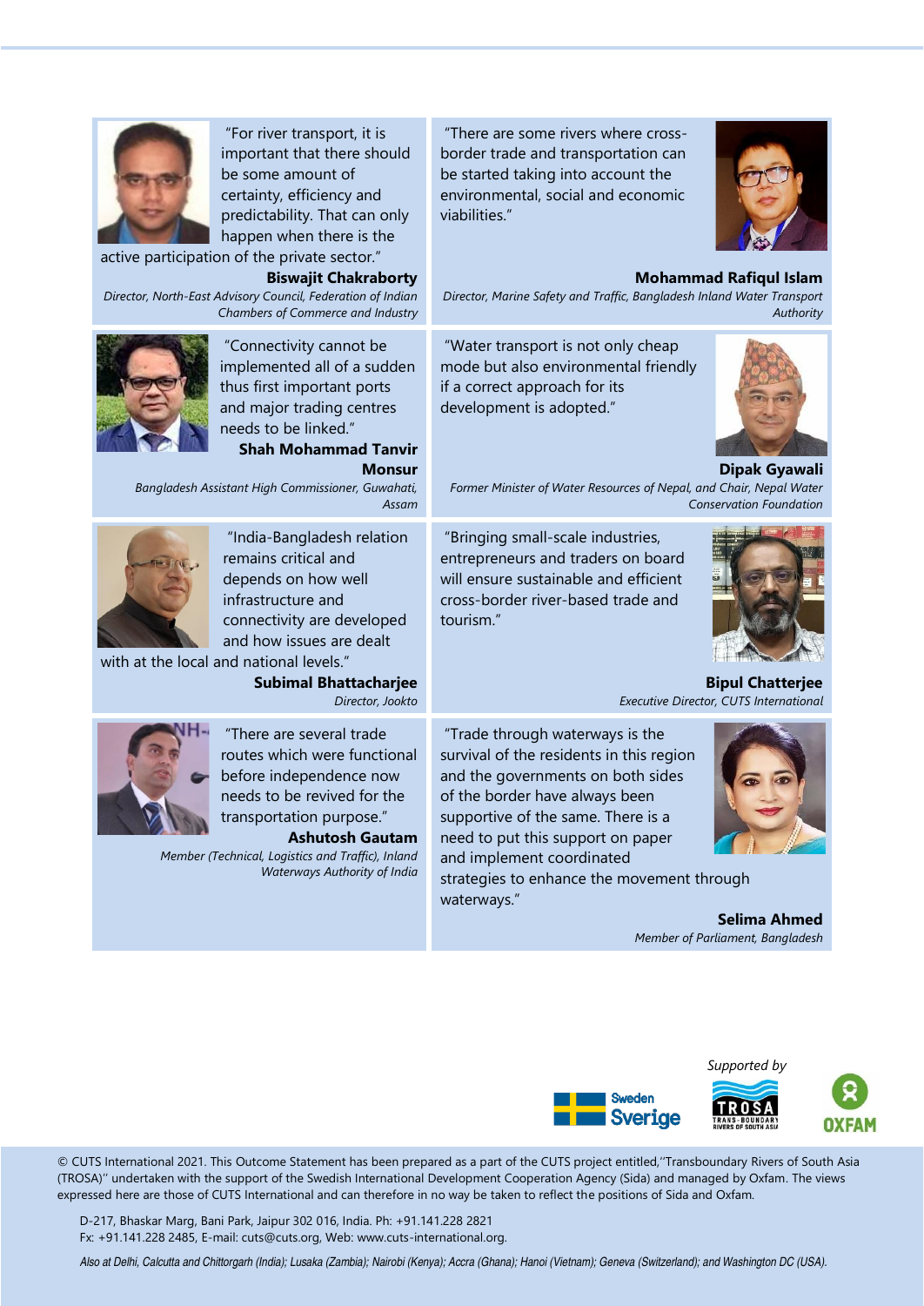"For river transport, it is important that there should be some amount of certainty, efficiency and predictability. That can only happen when there is the active participation of the private sector."

**Biswajit Chakraborty**
*Director, North-East Advisory Council, Federation of Indian Chambers of Commerce and Industry*

"There are some rivers where cross-border trade and transportation can be started taking into account the environmental, social and economic viabilities."

**Mohammad Rafiqul Islam**
*Director, Marine Safety and Traffic, Bangladesh Inland Water Transport Authority*

"Connectivity cannot be implemented all of a sudden thus first important ports and major trading centres needs to be linked."

**Shah Mohammad Tanvir Monsur**
*Bangladesh Assistant High Commissioner, Guwahati, Assam*

"Water transport is not only cheap mode but also environmental friendly if a correct approach for its development is adopted."

**Dipak Gyawali**
*Former Minister of Water Resources of Nepal, and Chair, Nepal Water Conservation Foundation*

"India-Bangladesh relation remains critical and depends on how well infrastructure and connectivity are developed and how issues are dealt with at the local and national levels."

**Subimal Bhattacharjee**
*Director, Jookto*

"Bringing small-scale industries, entrepreneurs and traders on board will ensure sustainable and efficient cross-border river-based trade and tourism."

**Bipul Chatterjee**
*Executive Director, CUTS International*

"There are several trade routes which were functional before independence now needs to be revived for the transportation purpose."

**Ashutosh Gautam**
*Member (Technical, Logistics and Traffic), Inland Waterways Authority of India*

"Trade through waterways is the survival of the residents in this region and the governments on both sides of the border have always been supportive of the same. There is a need to put this support on paper and implement coordinated strategies to enhance the movement through waterways."

**Selima Ahmed**
*Member of Parliament, Bangladesh*

*Supported by*

Sweden Sverige | TROSA Trans-Boundary Rivers of South Asia | OXFAM

© CUTS International 2021. This Outcome Statement has been prepared as a part of the CUTS project entitled,"Transboundary Rivers of South Asia (TROSA)" undertaken with the support of the Swedish International Development Cooperation Agency (Sida) and managed by Oxfam. The views expressed here are those of CUTS International and can therefore in no way be taken to reflect the positions of Sida and Oxfam.

D-217, Bhaskar Marg, Bani Park, Jaipur 302 016, India. Ph: +91.141.228 2821
Fx: +91.141.228 2485, E-mail: cuts@cuts.org, Web: www.cuts-international.org.

*Also at Delhi, Calcutta and Chittorgarh (India); Lusaka (Zambia); Nairobi (Kenya); Accra (Ghana); Hanoi (Vietnam); Geneva (Switzerland); and Washington DC (USA).*